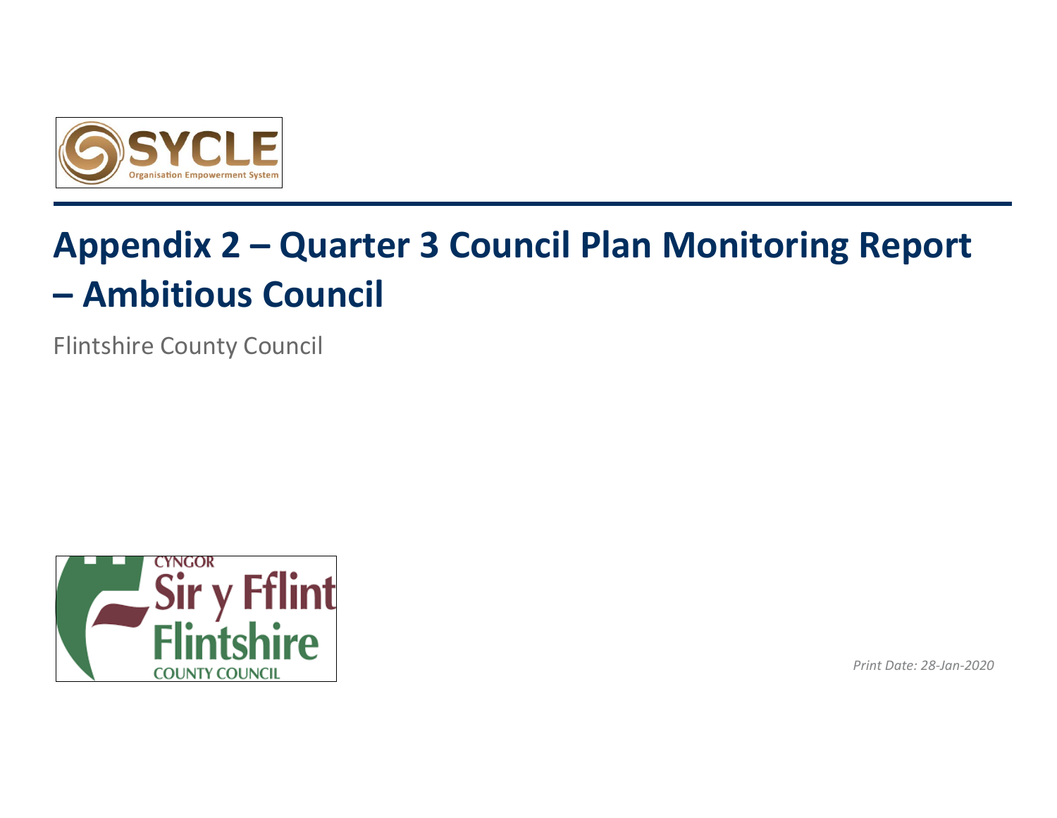# Appendix 2 – Quarter 3 Council Plan Monitoring Report – Ambitious Council

Flintshire County Council

*Print Date: 28-Jan-2020*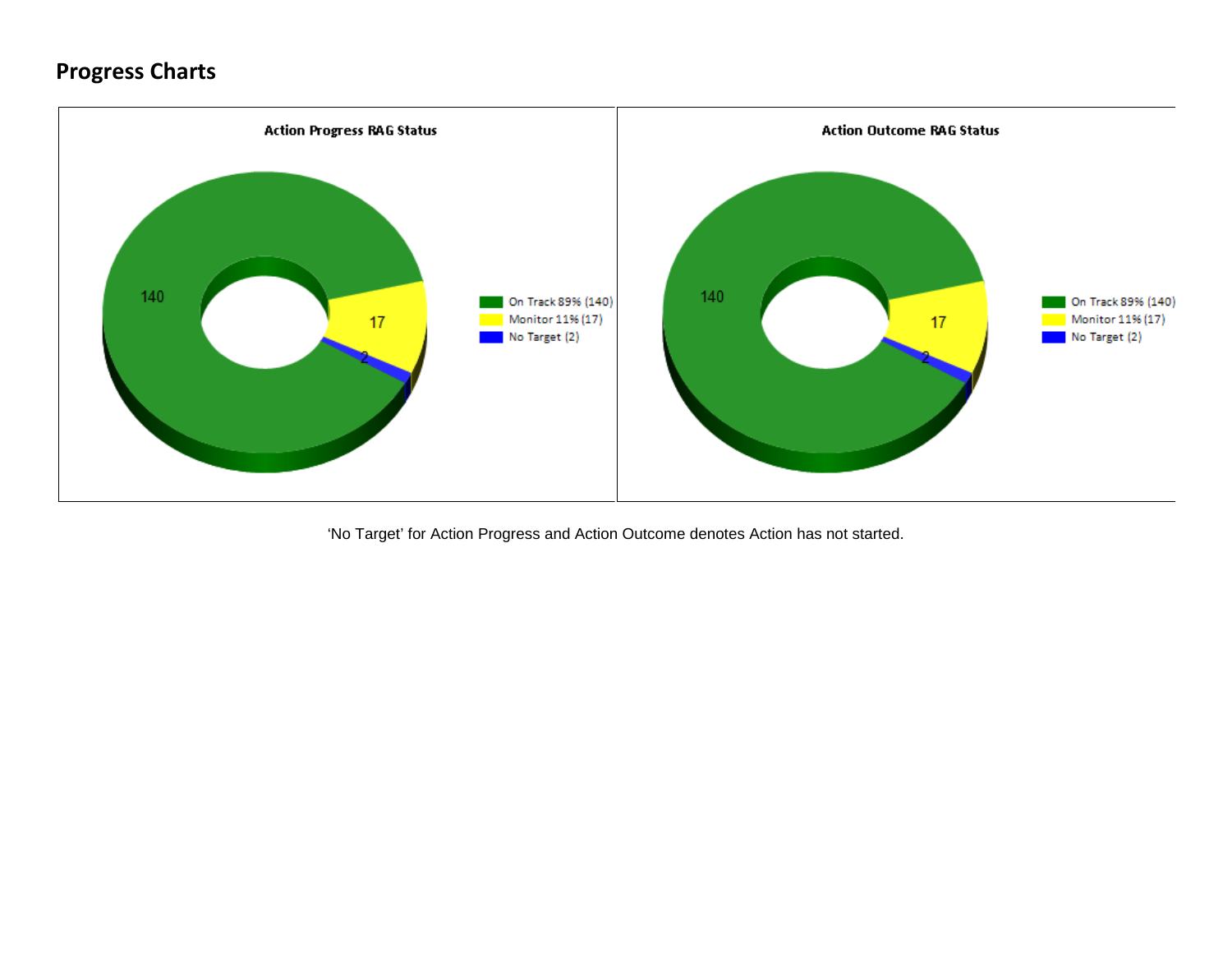## Progress Charts

**Action Progress RAG Status**

- On Track 89% (140)
- Monitor 11% (17)
- No Target (2)

**Action Outcome RAG Status**

- On Track 89% (140)
- Monitor 11% (17)
- No Target (2)

'No Target' for Action Progress and Action Outcome denotes Action has not started.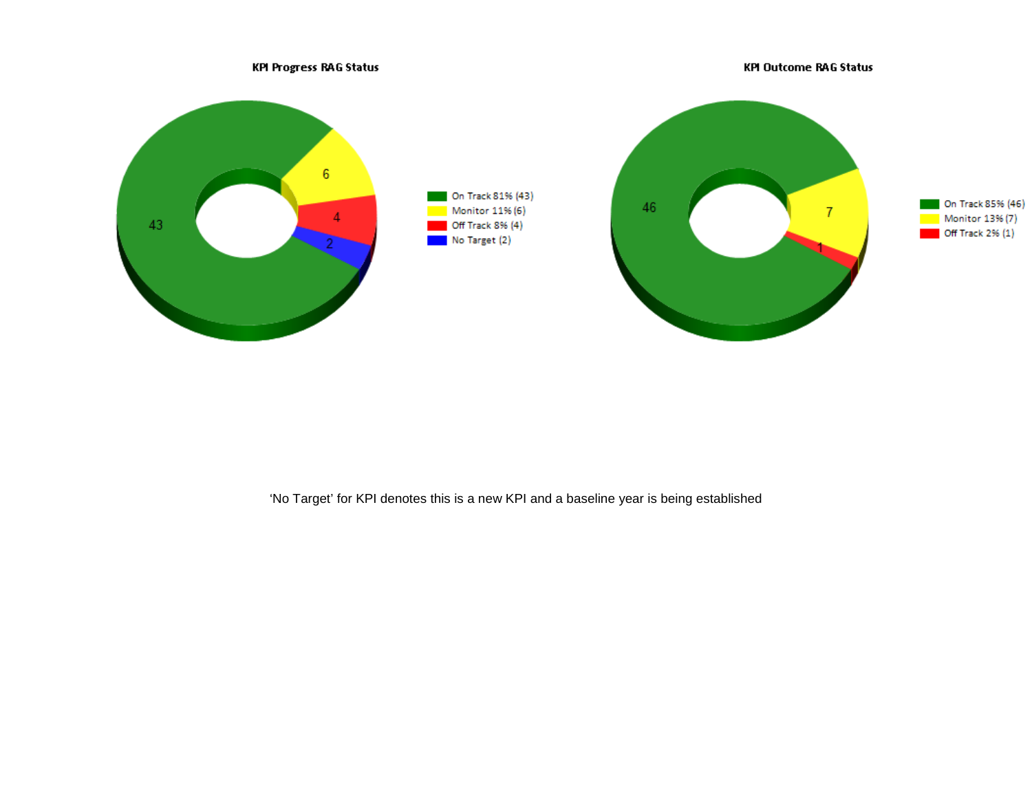**KPI Progress RAG Status**

- On Track 81% (43)
- Monitor 11% (6)
- Off Track 8% (4)
- No Target (2)

**KPI Outcome RAG Status**

- On Track 85% (46)
- Monitor 13% (7)
- Off Track 2% (1)

‘No Target’ for KPI denotes this is a new KPI and a baseline year is being established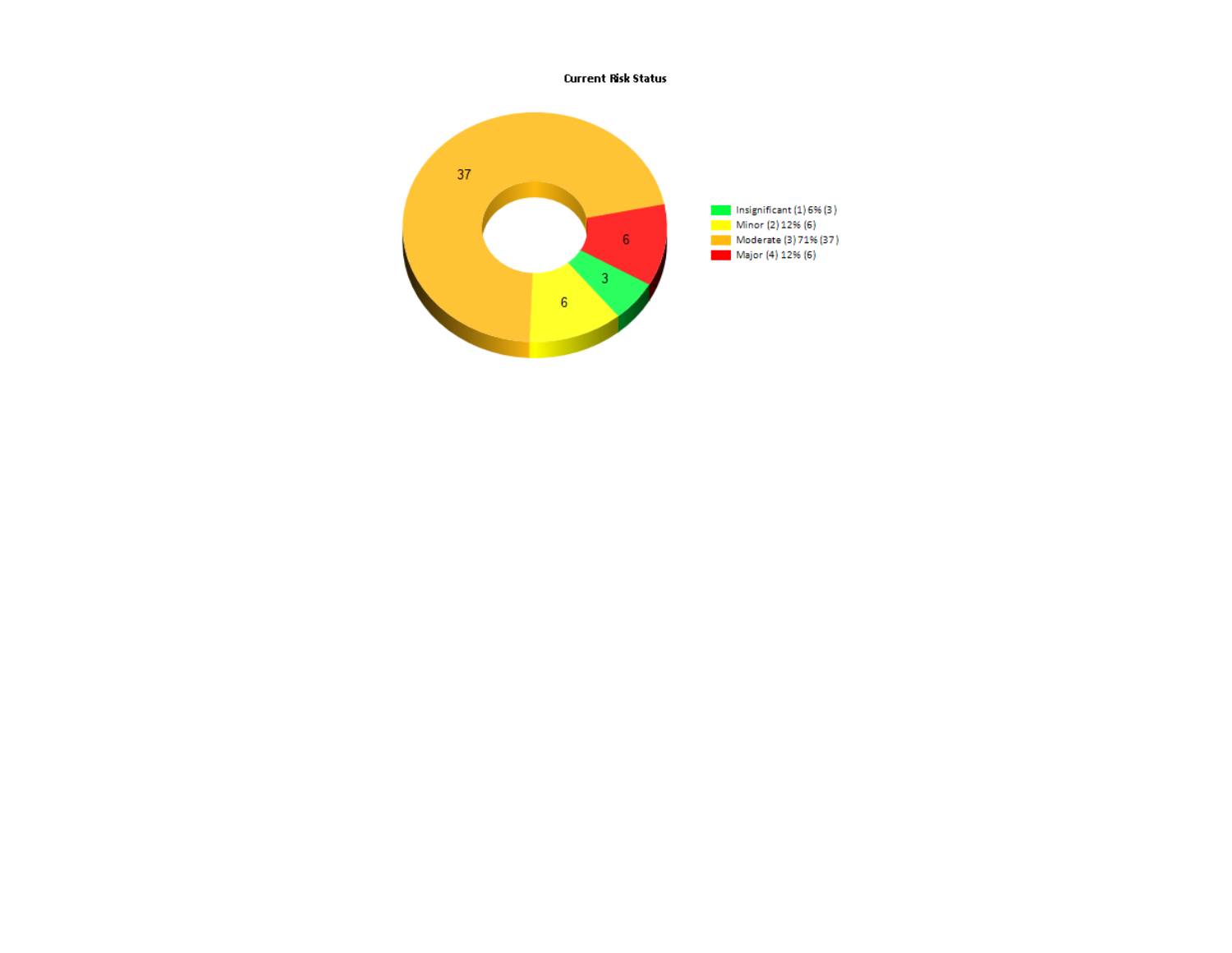**Current Risk Status**

37

6

3

6

- Insignificant (1) 6% (3)
- Minor (2) 12% (6)
- Moderate (3) 71% (37)
- Major (4) 12% (6)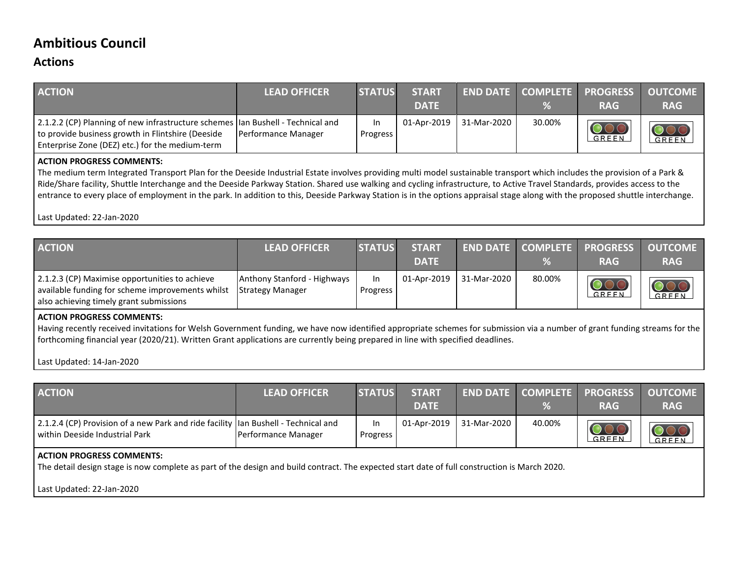# Ambitious Council

## Actions

| ACTION | LEAD OFFICER | STATUS | START DATE | END DATE | COMPLETE % | PROGRESS RAG | OUTCOME RAG |
|---|---|---|---|---|---|---|---|
| 2.1.2.2 (CP) Planning of new infrastructure schemes to provide business growth in Flintshire (Deeside Enterprise Zone (DEZ) etc.) for the medium-term | Ian Bushell - Technical and Performance Manager | In Progress | 01-Apr-2019 | 31-Mar-2020 | 30.00% | GREEN | GREEN |

**ACTION PROGRESS COMMENTS:**
The medium term Integrated Transport Plan for the Deeside Industrial Estate involves providing multi model sustainable transport which includes the provision of a Park & Ride/Share facility, Shuttle Interchange and the Deeside Parkway Station. Shared use walking and cycling infrastructure, to Active Travel Standards, provides access to the entrance to every place of employment in the park. In addition to this, Deeside Parkway Station is in the options appraisal stage along with the proposed shuttle interchange.

Last Updated: 22-Jan-2020

| ACTION | LEAD OFFICER | STATUS | START DATE | END DATE | COMPLETE % | PROGRESS RAG | OUTCOME RAG |
|---|---|---|---|---|---|---|---|
| 2.1.2.3 (CP) Maximise opportunities to achieve available funding for scheme improvements whilst also achieving timely grant submissions | Anthony Stanford - Highways Strategy Manager | In Progress | 01-Apr-2019 | 31-Mar-2020 | 80.00% | GREEN | GREEN |

**ACTION PROGRESS COMMENTS:**
Having recently received invitations for Welsh Government funding, we have now identified appropriate schemes for submission via a number of grant funding streams for the forthcoming financial year (2020/21). Written Grant applications are currently being prepared in line with specified deadlines.

Last Updated: 14-Jan-2020

| ACTION | LEAD OFFICER | STATUS | START DATE | END DATE | COMPLETE % | PROGRESS RAG | OUTCOME RAG |
|---|---|---|---|---|---|---|---|
| 2.1.2.4 (CP) Provision of a new Park and ride facility within Deeside Industrial Park | Ian Bushell - Technical and Performance Manager | In Progress | 01-Apr-2019 | 31-Mar-2020 | 40.00% | GREEN | GREEN |

**ACTION PROGRESS COMMENTS:**
The detail design stage is now complete as part of the design and build contract. The expected start date of full construction is March 2020.

Last Updated: 22-Jan-2020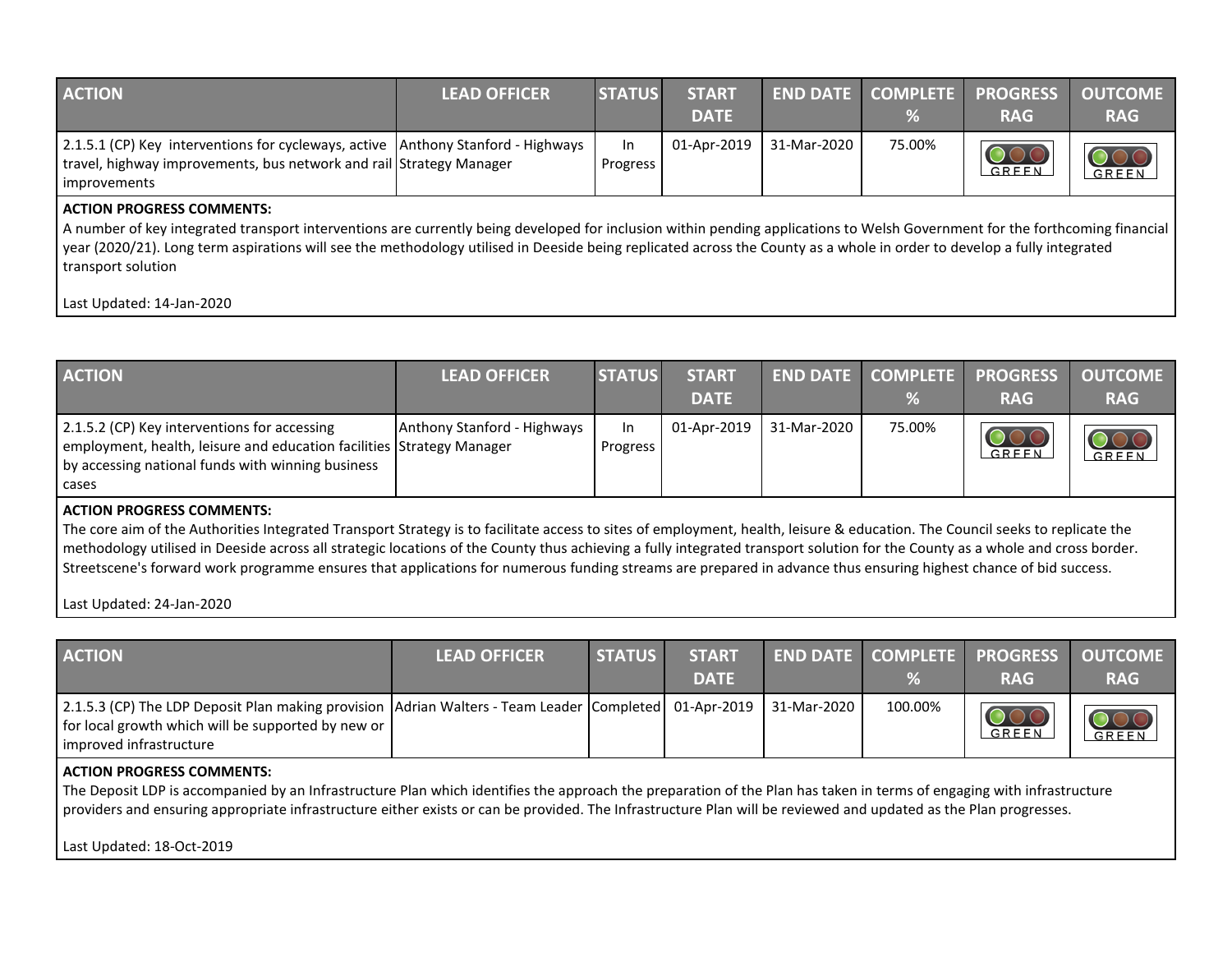| ACTION | LEAD OFFICER | STATUS | START DATE | END DATE | COMPLETE % | PROGRESS RAG | OUTCOME RAG |
|---|---|---|---|---|---|---|---|
| 2.1.5.1 (CP) Key interventions for cycleways, active travel, highway improvements, bus network and rail improvements | Anthony Stanford - Highways Strategy Manager | In Progress | 01-Apr-2019 | 31-Mar-2020 | 75.00% | GREEN | GREEN |

**ACTION PROGRESS COMMENTS:**
A number of key integrated transport interventions are currently being developed for inclusion within pending applications to Welsh Government for the forthcoming financial year (2020/21). Long term aspirations will see the methodology utilised in Deeside being replicated across the County as a whole in order to develop a fully integrated transport solution

Last Updated: 14-Jan-2020

| ACTION | LEAD OFFICER | STATUS | START DATE | END DATE | COMPLETE % | PROGRESS RAG | OUTCOME RAG |
|---|---|---|---|---|---|---|---|
| 2.1.5.2 (CP) Key interventions for accessing employment, health, leisure and education facilities by accessing national funds with winning business cases | Anthony Stanford - Highways Strategy Manager | In Progress | 01-Apr-2019 | 31-Mar-2020 | 75.00% | GREEN | GREEN |

**ACTION PROGRESS COMMENTS:**
The core aim of the Authorities Integrated Transport Strategy is to facilitate access to sites of employment, health, leisure & education. The Council seeks to replicate the methodology utilised in Deeside across all strategic locations of the County thus achieving a fully integrated transport solution for the County as a whole and cross border. Streetscene's forward work programme ensures that applications for numerous funding streams are prepared in advance thus ensuring highest chance of bid success.

Last Updated: 24-Jan-2020

| ACTION | LEAD OFFICER | STATUS | START DATE | END DATE | COMPLETE % | PROGRESS RAG | OUTCOME RAG |
|---|---|---|---|---|---|---|---|
| 2.1.5.3 (CP) The LDP Deposit Plan making provision for local growth which will be supported by new or improved infrastructure | Adrian Walters - Team Leader | Completed | 01-Apr-2019 | 31-Mar-2020 | 100.00% | GREEN | GREEN |

**ACTION PROGRESS COMMENTS:**
The Deposit LDP is accompanied by an Infrastructure Plan which identifies the approach the preparation of the Plan has taken in terms of engaging with infrastructure providers and ensuring appropriate infrastructure either exists or can be provided. The Infrastructure Plan will be reviewed and updated as the Plan progresses.

Last Updated: 18-Oct-2019